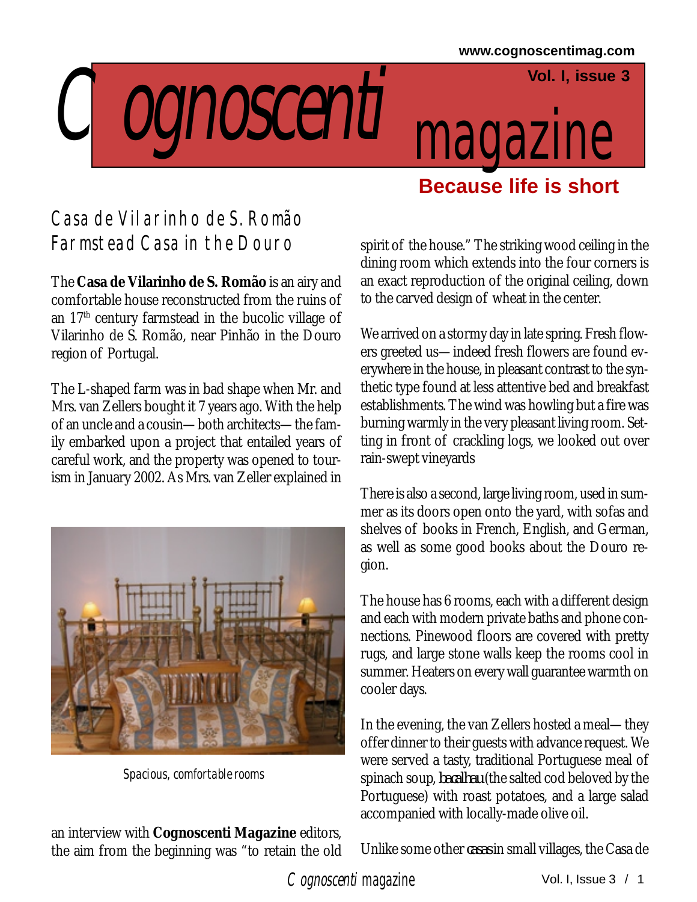# Cognoscenti magazine

www.cognoscentimag.com

**Because life is short**

## Casa de Vilarinho de S. Romão
## Farmstead Casa in the Douro

The **Casa de Vilarinho de S. Romão** is an airy and comfortable house reconstructed from the ruins of an 17th century farmstead in the bucolic village of Vilarinho de S. Romão, near Pinhão in the Douro region of Portugal.

The L-shaped farm was in bad shape when Mr. and Mrs. van Zellers bought it 7 years ago. With the help of an uncle and a cousin—both architects—the family embarked upon a project that entailed years of careful work, and the property was opened to tourism in January 2002. As Mrs. van Zeller explained in an interview with **Cognoscenti Magazine** editors, the aim from the beginning was "to retain the old spirit of the house." The striking wood ceiling in the dining room which extends into the four corners is an exact reproduction of the original ceiling, down to the carved design of wheat in the center.

*Spacious, comfortable rooms*

We arrived on a stormy day in late spring. Fresh flowers greeted us—indeed fresh flowers are found everywhere in the house, in pleasant contrast to the synthetic type found at less attentive bed and breakfast establishments. The wind was howling but a fire was burning warmly in the very pleasant living room. Setting in front of crackling logs, we looked out over rain-swept vineyards

There is also a second, large living room, used in summer as its doors open onto the yard, with sofas and shelves of books in French, English, and German, as well as some good books about the Douro region.

The house has 6 rooms, each with a different design and each with modern private baths and phone connections. Pinewood floors are covered with pretty rugs, and large stone walls keep the rooms cool in summer. Heaters on every wall guarantee warmth on cooler days.

In the evening, the van Zellers hosted a meal—they offer dinner to their guests with advance request. We were served a tasty, traditional Portuguese meal of spinach soup, *bacalhau* (the salted cod beloved by the Portuguese) with roast potatoes, and a large salad accompanied with locally-made olive oil.

Unlike some other *casas* in small villages, the Casa de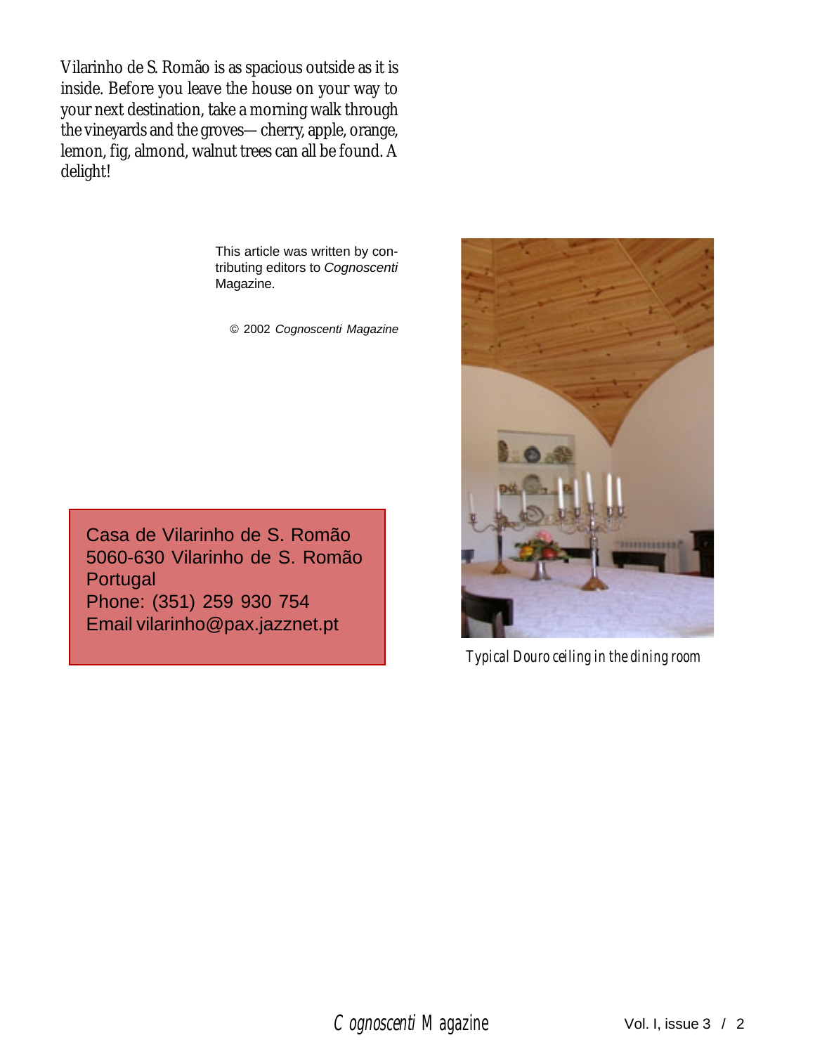Vilarinho de S. Romão is as spacious outside as it is inside. Before you leave the house on your way to your next destination, take a morning walk through the vineyards and the groves— cherry, apple, orange, lemon, fig, almond, walnut trees can all be found. A delight!

This article was written by contributing editors to *Cognoscenti* Magazine.

© 2002 *Cognoscenti Magazine*

Casa de Vilarinho de S. Romão
5060-630 Vilarinho de S. Romão
Portugal
Phone: (351) 259 930 754
Email vilarinho@pax.jazznet.pt

*Typical Douro ceiling in the dining room*